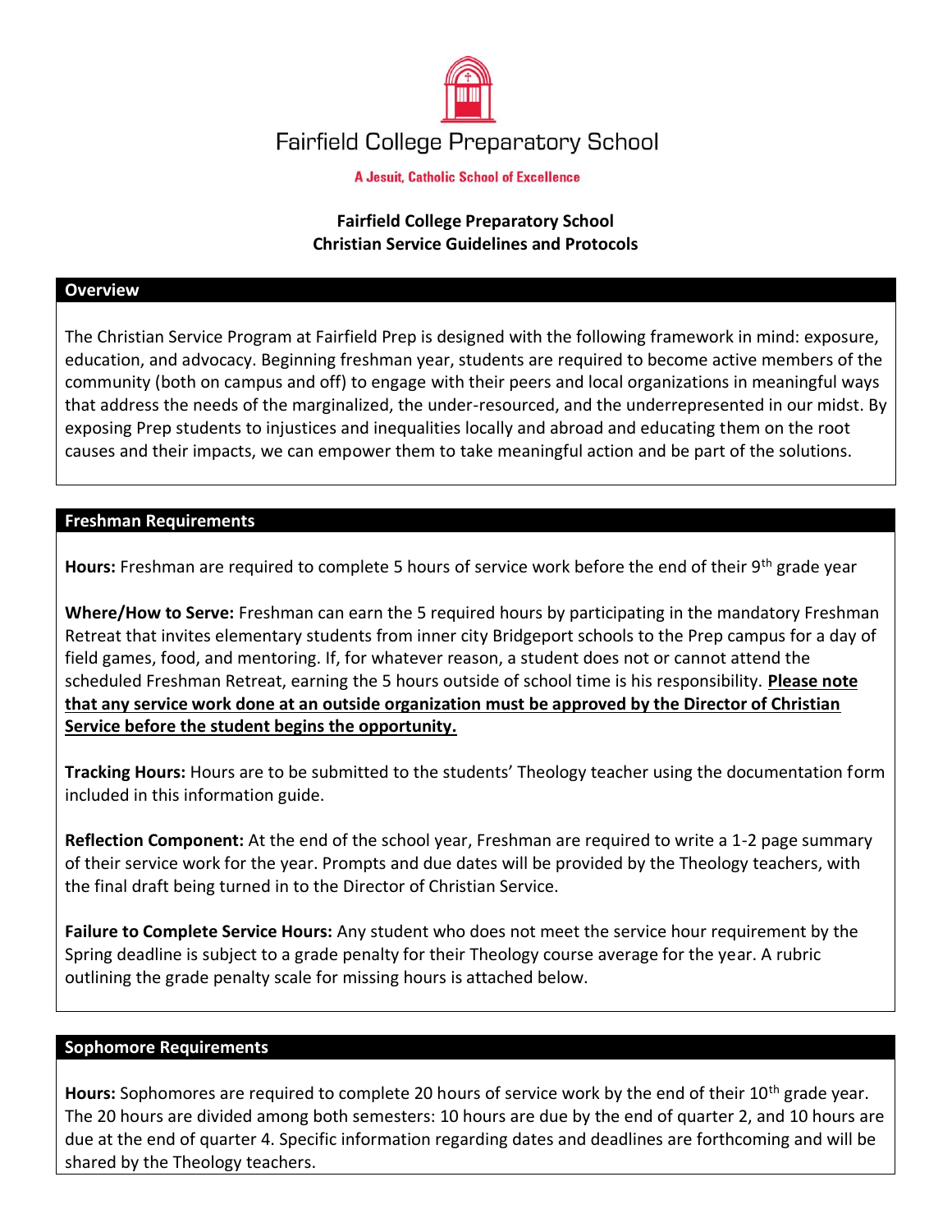Fairfield College Preparatory School

A Jesuit, Catholic School of Excellence

# Fairfield College Preparatory School
# Christian Service Guidelines and Protocols

## Overview

The Christian Service Program at Fairfield Prep is designed with the following framework in mind: exposure, education, and advocacy. Beginning freshman year, students are required to become active members of the community (both on campus and off) to engage with their peers and local organizations in meaningful ways that address the needs of the marginalized, the under-resourced, and the underrepresented in our midst. By exposing Prep students to injustices and inequalities locally and abroad and educating them on the root causes and their impacts, we can empower them to take meaningful action and be part of the solutions.

## Freshman Requirements

**Hours:** Freshman are required to complete 5 hours of service work before the end of their 9th grade year

**Where/How to Serve:** Freshman can earn the 5 required hours by participating in the mandatory Freshman Retreat that invites elementary students from inner city Bridgeport schools to the Prep campus for a day of field games, food, and mentoring. If, for whatever reason, a student does not or cannot attend the scheduled Freshman Retreat, earning the 5 hours outside of school time is his responsibility. **Please note that any service work done at an outside organization must be approved by the Director of Christian Service before the student begins the opportunity.**

**Tracking Hours:** Hours are to be submitted to the students' Theology teacher using the documentation form included in this information guide.

**Reflection Component:** At the end of the school year, Freshman are required to write a 1-2 page summary of their service work for the year. Prompts and due dates will be provided by the Theology teachers, with the final draft being turned in to the Director of Christian Service.

**Failure to Complete Service Hours:** Any student who does not meet the service hour requirement by the Spring deadline is subject to a grade penalty for their Theology course average for the year. A rubric outlining the grade penalty scale for missing hours is attached below.

## Sophomore Requirements

**Hours:** Sophomores are required to complete 20 hours of service work by the end of their 10th grade year. The 20 hours are divided among both semesters: 10 hours are due by the end of quarter 2, and 10 hours are due at the end of quarter 4. Specific information regarding dates and deadlines are forthcoming and will be shared by the Theology teachers.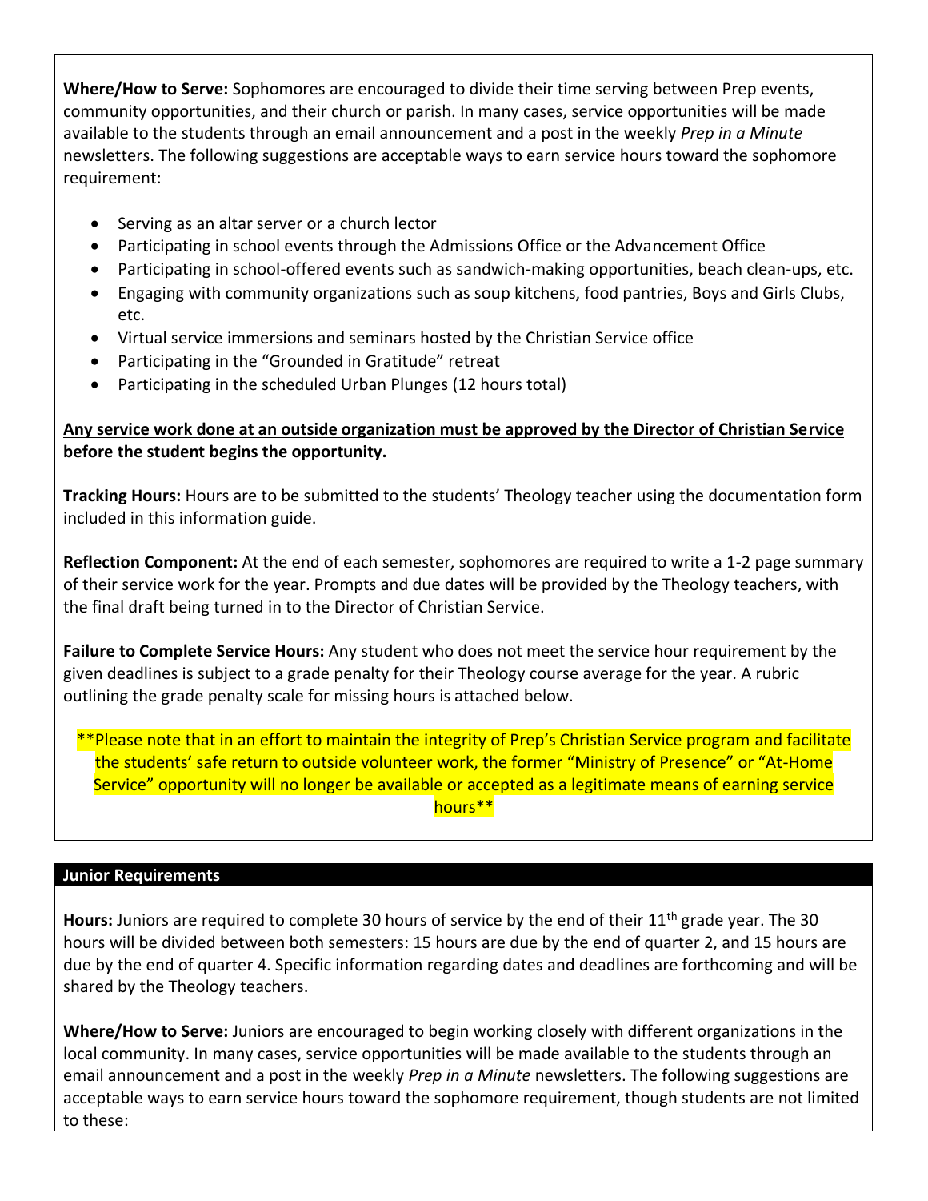**Where/How to Serve:** Sophomores are encouraged to divide their time serving between Prep events, community opportunities, and their church or parish. In many cases, service opportunities will be made available to the students through an email announcement and a post in the weekly *Prep in a Minute* newsletters. The following suggestions are acceptable ways to earn service hours toward the sophomore requirement:

- Serving as an altar server or a church lector
- Participating in school events through the Admissions Office or the Advancement Office
- Participating in school-offered events such as sandwich-making opportunities, beach clean-ups, etc.
- Engaging with community organizations such as soup kitchens, food pantries, Boys and Girls Clubs, etc.
- Virtual service immersions and seminars hosted by the Christian Service office
- Participating in the "Grounded in Gratitude" retreat
- Participating in the scheduled Urban Plunges (12 hours total)

**Any service work done at an outside organization must be approved by the Director of Christian Service before the student begins the opportunity.**

**Tracking Hours:** Hours are to be submitted to the students' Theology teacher using the documentation form included in this information guide.

**Reflection Component:** At the end of each semester, sophomores are required to write a 1-2 page summary of their service work for the year. Prompts and due dates will be provided by the Theology teachers, with the final draft being turned in to the Director of Christian Service.

**Failure to Complete Service Hours:** Any student who does not meet the service hour requirement by the given deadlines is subject to a grade penalty for their Theology course average for the year. A rubric outlining the grade penalty scale for missing hours is attached below.

\*\*Please note that in an effort to maintain the integrity of Prep's Christian Service program and facilitate the students' safe return to outside volunteer work, the former "Ministry of Presence" or "At-Home Service" opportunity will no longer be available or accepted as a legitimate means of earning service hours\*\*

## Junior Requirements

**Hours:** Juniors are required to complete 30 hours of service by the end of their 11th grade year. The 30 hours will be divided between both semesters: 15 hours are due by the end of quarter 2, and 15 hours are due by the end of quarter 4. Specific information regarding dates and deadlines are forthcoming and will be shared by the Theology teachers.

**Where/How to Serve:** Juniors are encouraged to begin working closely with different organizations in the local community. In many cases, service opportunities will be made available to the students through an email announcement and a post in the weekly *Prep in a Minute* newsletters. The following suggestions are acceptable ways to earn service hours toward the sophomore requirement, though students are not limited to these: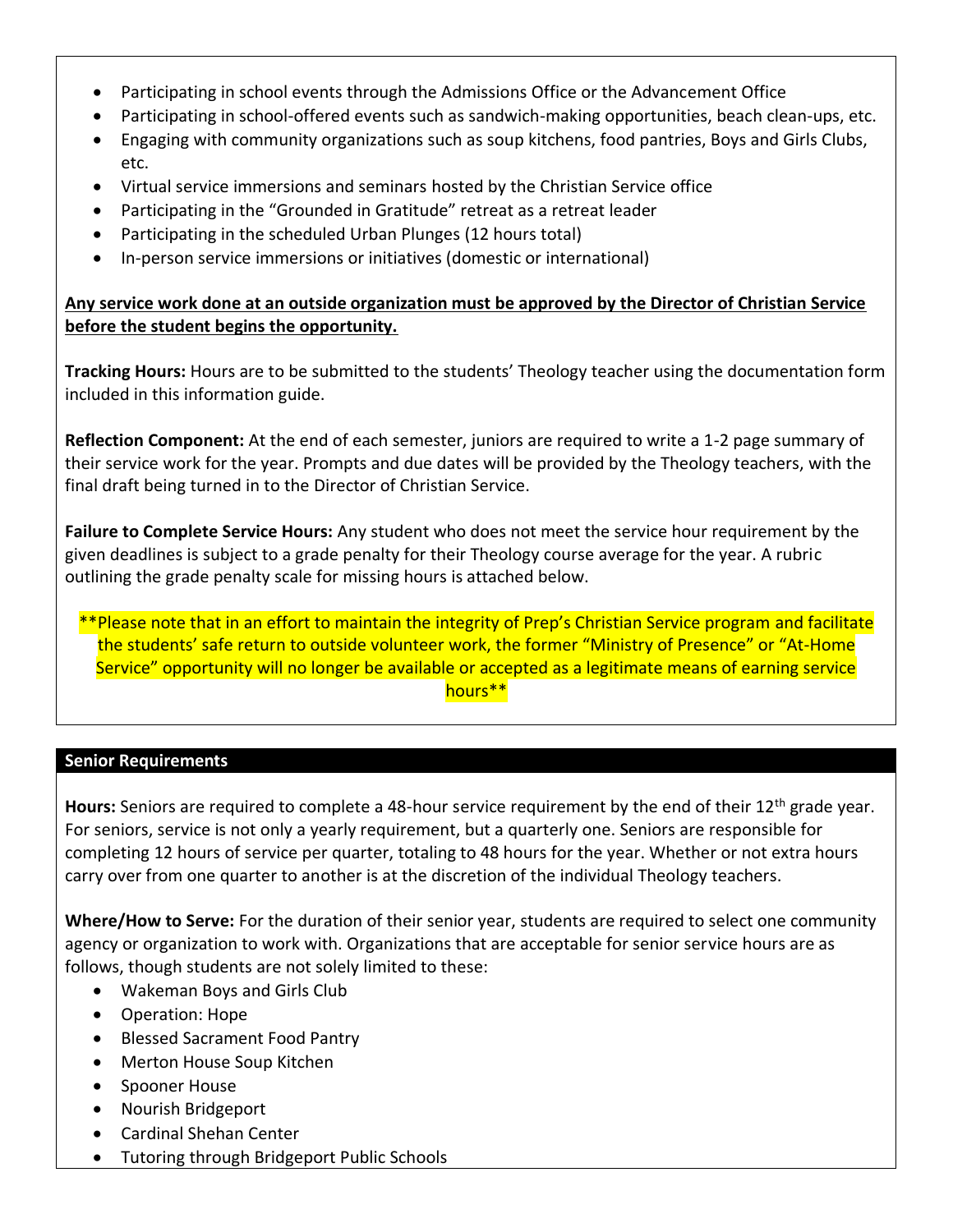- Participating in school events through the Admissions Office or the Advancement Office
- Participating in school-offered events such as sandwich-making opportunities, beach clean-ups, etc.
- Engaging with community organizations such as soup kitchens, food pantries, Boys and Girls Clubs, etc.
- Virtual service immersions and seminars hosted by the Christian Service office
- Participating in the "Grounded in Gratitude" retreat as a retreat leader
- Participating in the scheduled Urban Plunges (12 hours total)
- In-person service immersions or initiatives (domestic or international)

<u>**Any service work done at an outside organization must be approved by the Director of Christian Service before the student begins the opportunity.**</u>

**Tracking Hours:** Hours are to be submitted to the students' Theology teacher using the documentation form included in this information guide.

**Reflection Component:** At the end of each semester, juniors are required to write a 1-2 page summary of their service work for the year. Prompts and due dates will be provided by the Theology teachers, with the final draft being turned in to the Director of Christian Service.

**Failure to Complete Service Hours:** Any student who does not meet the service hour requirement by the given deadlines is subject to a grade penalty for their Theology course average for the year. A rubric outlining the grade penalty scale for missing hours is attached below.

**Please note that in an effort to maintain the integrity of Prep's Christian Service program and facilitate the students' safe return to outside volunteer work, the former "Ministry of Presence" or "At-Home Service" opportunity will no longer be available or accepted as a legitimate means of earning service hours**

## Senior Requirements

**Hours:** Seniors are required to complete a 48-hour service requirement by the end of their 12th grade year. For seniors, service is not only a yearly requirement, but a quarterly one. Seniors are responsible for completing 12 hours of service per quarter, totaling to 48 hours for the year. Whether or not extra hours carry over from one quarter to another is at the discretion of the individual Theology teachers.

**Where/How to Serve:** For the duration of their senior year, students are required to select one community agency or organization to work with. Organizations that are acceptable for senior service hours are as follows, though students are not solely limited to these:

- Wakeman Boys and Girls Club
- Operation: Hope
- Blessed Sacrament Food Pantry
- Merton House Soup Kitchen
- Spooner House
- Nourish Bridgeport
- Cardinal Shehan Center
- Tutoring through Bridgeport Public Schools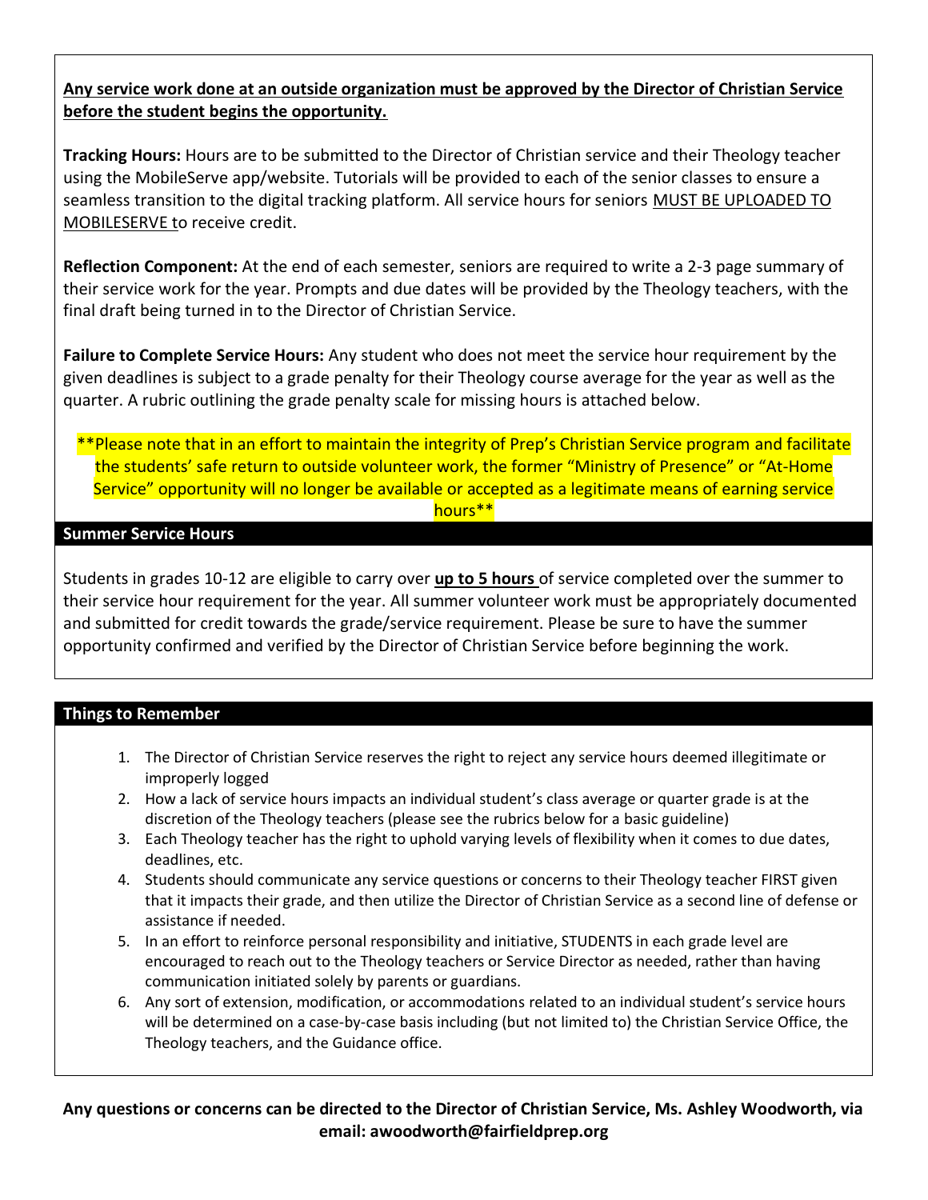**Any service work done at an outside organization must be approved by the Director of Christian Service before the student begins the opportunity.**

**Tracking Hours:** Hours are to be submitted to the Director of Christian service and their Theology teacher using the MobileServe app/website. Tutorials will be provided to each of the senior classes to ensure a seamless transition to the digital tracking platform. All service hours for seniors MUST BE UPLOADED TO MOBILESERVE to receive credit.

**Reflection Component:** At the end of each semester, seniors are required to write a 2-3 page summary of their service work for the year. Prompts and due dates will be provided by the Theology teachers, with the final draft being turned in to the Director of Christian Service.

**Failure to Complete Service Hours:** Any student who does not meet the service hour requirement by the given deadlines is subject to a grade penalty for their Theology course average for the year as well as the quarter. A rubric outlining the grade penalty scale for missing hours is attached below.

**Please note that in an effort to maintain the integrity of Prep's Christian Service program and facilitate the students' safe return to outside volunteer work, the former "Ministry of Presence" or "At-Home Service" opportunity will no longer be available or accepted as a legitimate means of earning service hours**

## Summer Service Hours

Students in grades 10-12 are eligible to carry over **up to 5 hours** of service completed over the summer to their service hour requirement for the year. All summer volunteer work must be appropriately documented and submitted for credit towards the grade/service requirement. Please be sure to have the summer opportunity confirmed and verified by the Director of Christian Service before beginning the work.

## Things to Remember

1. The Director of Christian Service reserves the right to reject any service hours deemed illegitimate or improperly logged
2. How a lack of service hours impacts an individual student's class average or quarter grade is at the discretion of the Theology teachers (please see the rubrics below for a basic guideline)
3. Each Theology teacher has the right to uphold varying levels of flexibility when it comes to due dates, deadlines, etc.
4. Students should communicate any service questions or concerns to their Theology teacher FIRST given that it impacts their grade, and then utilize the Director of Christian Service as a second line of defense or assistance if needed.
5. In an effort to reinforce personal responsibility and initiative, STUDENTS in each grade level are encouraged to reach out to the Theology teachers or Service Director as needed, rather than having communication initiated solely by parents or guardians.
6. Any sort of extension, modification, or accommodations related to an individual student's service hours will be determined on a case-by-case basis including (but not limited to) the Christian Service Office, the Theology teachers, and the Guidance office.

**Any questions or concerns can be directed to the Director of Christian Service, Ms. Ashley Woodworth, via email: awoodworth@fairfieldprep.org**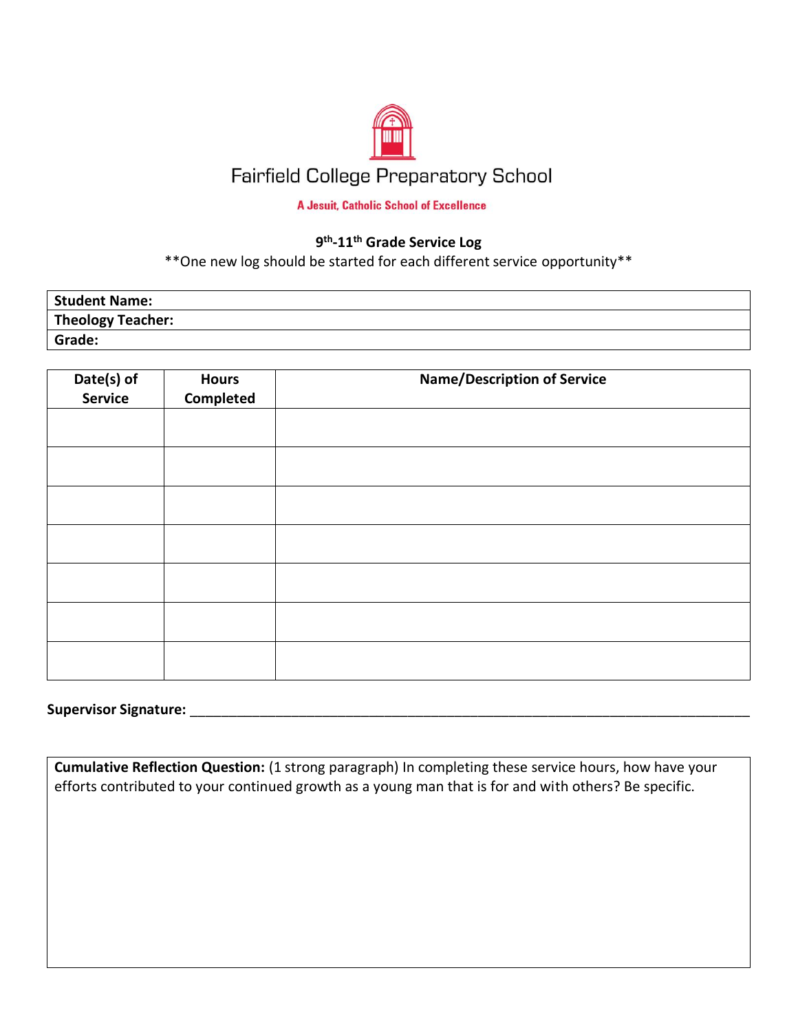Fairfield College Preparatory School

**A Jesuit, Catholic School of Excellence**

**9th-11th Grade Service Log**

**One new log should be started for each different service opportunity**

| | |
|---|---|
| **Student Name:** | |
| **Theology Teacher:** | |
| **Grade:** | |

| Date(s) of Service | Hours Completed | Name/Description of Service |
|---|---|---|
| | | |
| | | |
| | | |
| | | |
| | | |
| | | |
| | | |

**Supervisor Signature:** ______________________________________________

**Cumulative Reflection Question:** (1 strong paragraph) In completing these service hours, how have your efforts contributed to your continued growth as a young man that is for and with others? Be specific.